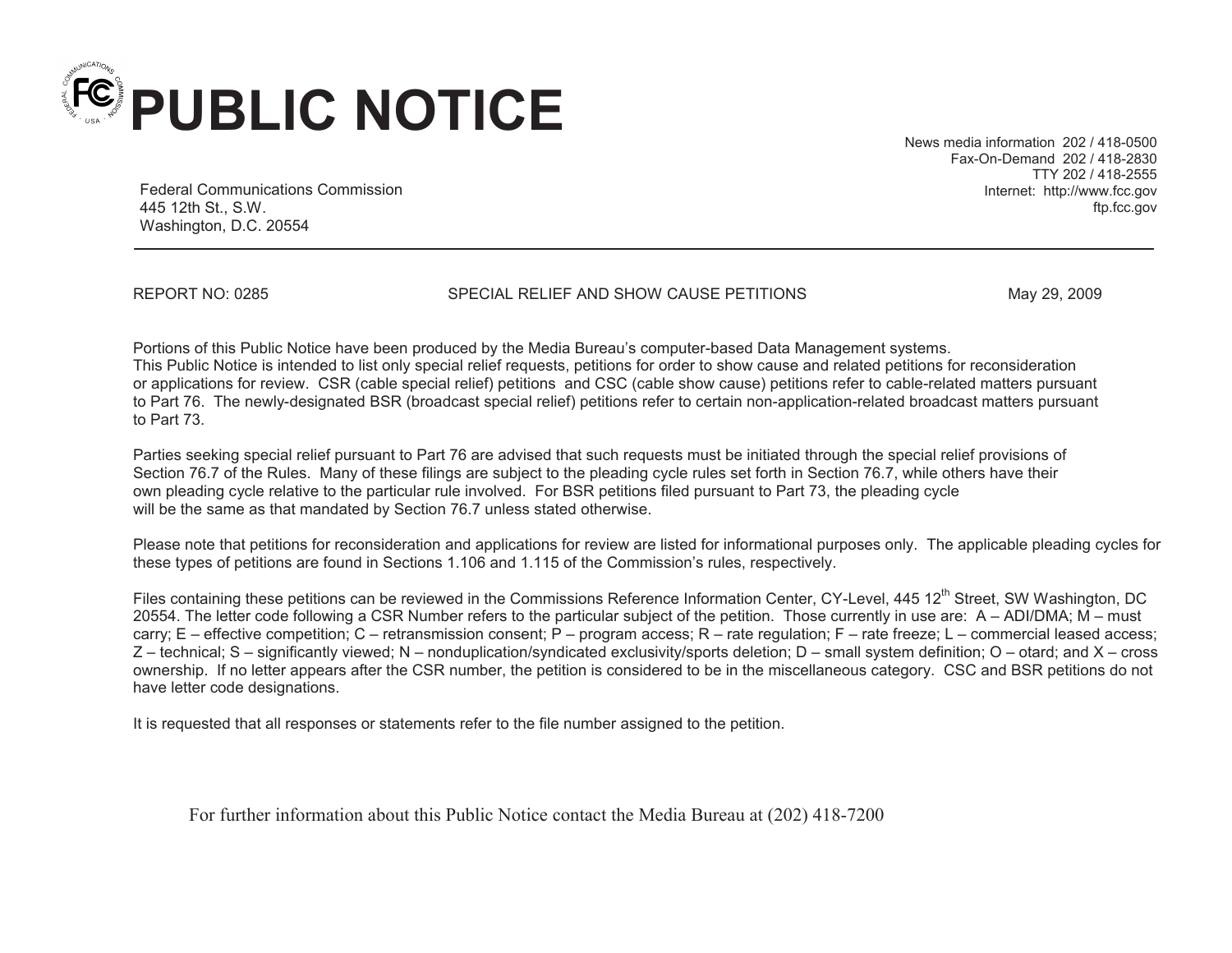# PUBLIC NOTICE

Federal Communications Commission
445 12th St., S.W.
Washington, D.C. 20554

News media information 202 / 418-0500
Fax-On-Demand 202 / 418-2830
TTY 202 / 418-2555
Internet: http://www.fcc.gov
ftp.fcc.gov

REPORT NO: 0285 SPECIAL RELIEF AND SHOW CAUSE PETITIONS May 29, 2009

Portions of this Public Notice have been produced by the Media Bureau's computer-based Data Management systems.
This Public Notice is intended to list only special relief requests, petitions for order to show cause and related petitions for reconsideration or applications for review. CSR (cable special relief) petitions and CSC (cable show cause) petitions refer to cable-related matters pursuant to Part 76. The newly-designated BSR (broadcast special relief) petitions refer to certain non-application-related broadcast matters pursuant to Part 73.

Parties seeking special relief pursuant to Part 76 are advised that such requests must be initiated through the special relief provisions of Section 76.7 of the Rules. Many of these filings are subject to the pleading cycle rules set forth in Section 76.7, while others have their own pleading cycle relative to the particular rule involved. For BSR petitions filed pursuant to Part 73, the pleading cycle will be the same as that mandated by Section 76.7 unless stated otherwise.

Please note that petitions for reconsideration and applications for review are listed for informational purposes only. The applicable pleading cycles for these types of petitions are found in Sections 1.106 and 1.115 of the Commission's rules, respectively.

Files containing these petitions can be reviewed in the Commissions Reference Information Center, CY-Level, 445 12th Street, SW Washington, DC 20554. The letter code following a CSR Number refers to the particular subject of the petition. Those currently in use are: A – ADI/DMA; M – must carry; E – effective competition; C – retransmission consent; P – program access; R – rate regulation; F – rate freeze; L – commercial leased access; Z – technical; S – significantly viewed; N – nonduplication/syndicated exclusivity/sports deletion; D – small system definition; O – otard; and X – cross ownership. If no letter appears after the CSR number, the petition is considered to be in the miscellaneous category. CSC and BSR petitions do not have letter code designations.

It is requested that all responses or statements refer to the file number assigned to the petition.

For further information about this Public Notice contact the Media Bureau at (202) 418-7200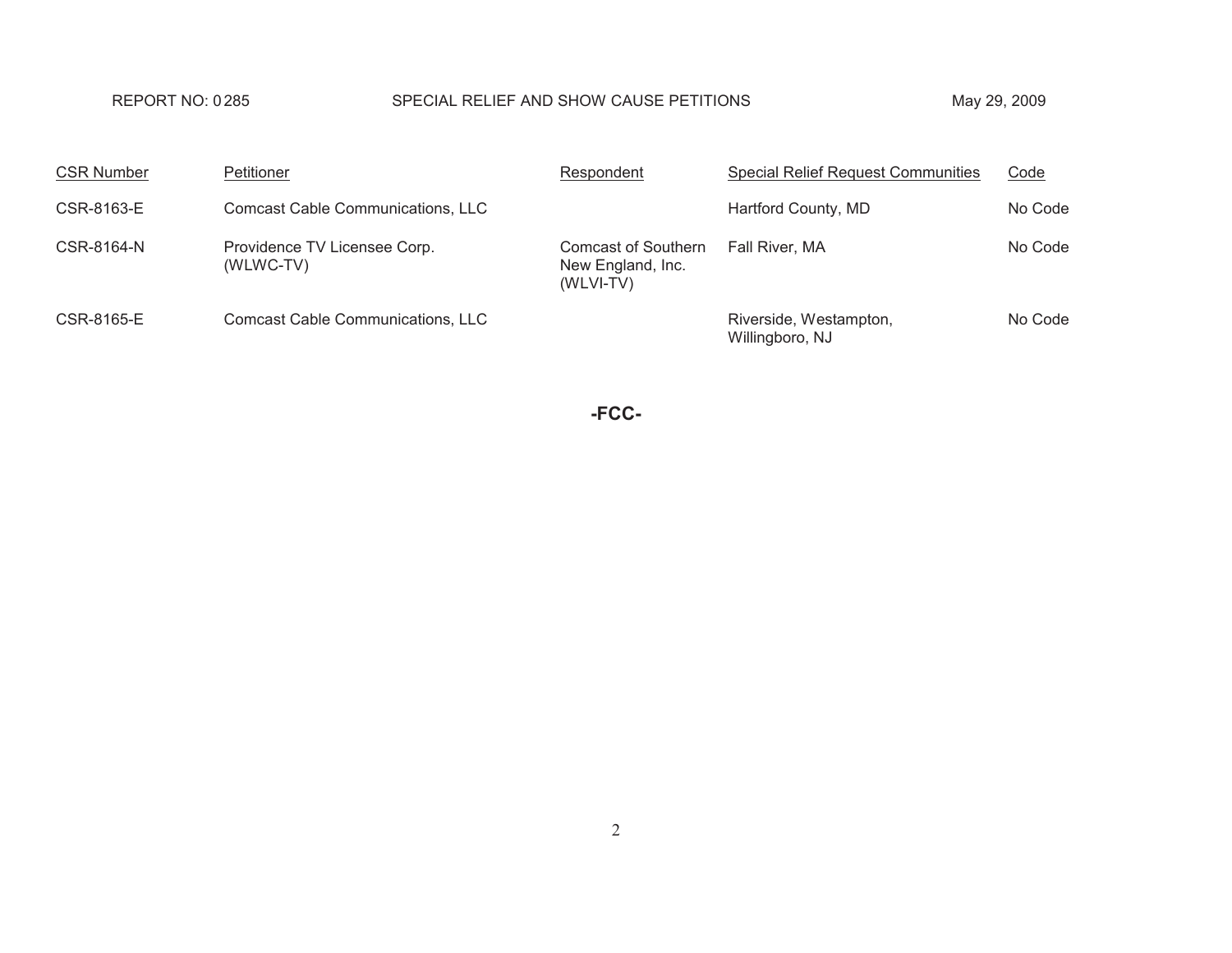| CSR Number | Petitioner | Respondent | Special Relief Request Communities | Code |
|---|---|---|---|---|
| CSR-8163-E | Comcast Cable Communications, LLC | | Hartford County, MD | No Code |
| CSR-8164-N | Providence TV Licensee Corp. (WLWC-TV) | Comcast of Southern New England, Inc. (WLVI-TV) | Fall River, MA | No Code |
| CSR-8165-E | Comcast Cable Communications, LLC | | Riverside, Westampton, Willingboro, NJ | No Code |

**-FCC-**